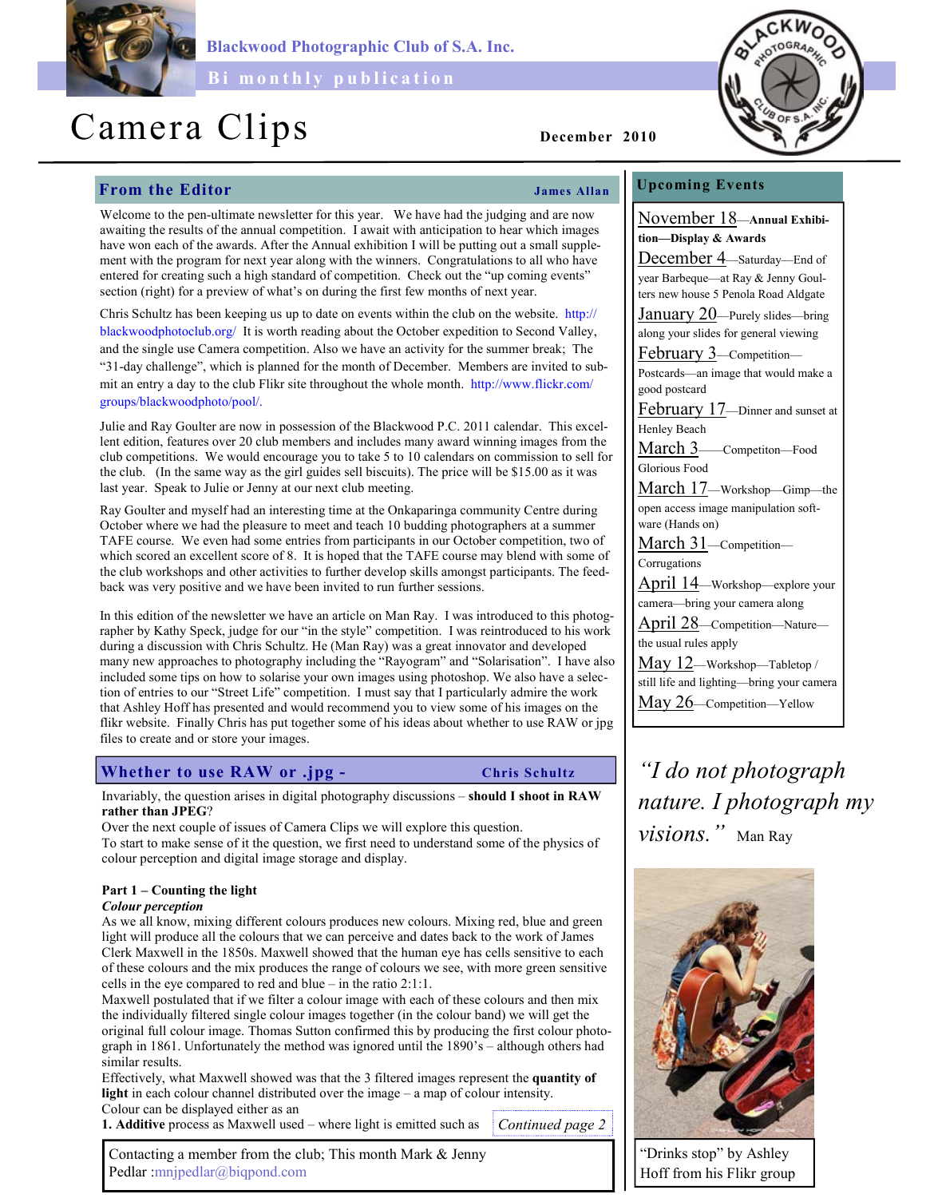Blackwood Photographic Club of S.A. Inc.

Bi monthly publication

# Camera Clips

December 2010

## From the Editor

**James Allan**

Welcome to the pen-ultimate newsletter for this year. We have had the judging and are now awaiting the results of the annual competition. I await with anticipation to hear which images have won each of the awards. After the Annual exhibition I will be putting out a small supplement with the program for next year along with the winners. Congratulations to all who have entered for creating such a high standard of competition. Check out the "up coming events" section (right) for a preview of what's on during the first few months of next year.

Chris Schultz has been keeping us up to date on events within the club on the website. http://blackwoodphotoclub.org/ It is worth reading about the October expedition to Second Valley, and the single use Camera competition. Also we have an activity for the summer break; The "31-day challenge", which is planned for the month of December. Members are invited to submit an entry a day to the club Flikr site throughout the whole month. http://www.flickr.com/groups/blackwoodphoto/pool/.

Julie and Ray Goulter are now in possession of the Blackwood P.C. 2011 calendar. This excellent edition, features over 20 club members and includes many award winning images from the club competitions. We would encourage you to take 5 to 10 calendars on commission to sell for the club. (In the same way as the girl guides sell biscuits). The price will be $15.00 as it was last year. Speak to Julie or Jenny at our next club meeting.

Ray Goulter and myself had an interesting time at the Onkaparinga community Centre during October where we had the pleasure to meet and teach 10 budding photographers at a summer TAFE course. We even had some entries from participants in our October competition, two of which scored an excellent score of 8. It is hoped that the TAFE course may blend with some of the club workshops and other activities to further develop skills amongst participants. The feedback was very positive and we have been invited to run further sessions.

In this edition of the newsletter we have an article on Man Ray. I was introduced to this photographer by Kathy Speck, judge for our "in the style" competition. I was reintroduced to his work during a discussion with Chris Schultz. He (Man Ray) was a great innovator and developed many new approaches to photography including the "Rayogram" and "Solarisation". I have also included some tips on how to solarise your own images using photoshop. We also have a selection of entries to our "Street Life" competition. I must say that I particularly admire the work that Ashley Hoff has presented and would recommend you to view some of his images on the flikr website. Finally Chris has put together some of his ideas about whether to use RAW or jpg files to create and or store your images.

## Whether to use RAW or .jpg -

**Chris Schultz**

Invariably, the question arises in digital photography discussions – **should I shoot in RAW rather than JPEG**?

Over the next couple of issues of Camera Clips we will explore this question.

To start to make sense of it the question, we first need to understand some of the physics of colour perception and digital image storage and display.

**Part 1 – Counting the light**

***Colour perception***

As we all know, mixing different colours produces new colours. Mixing red, blue and green light will produce all the colours that we can perceive and dates back to the work of James Clerk Maxwell in the 1850s. Maxwell showed that the human eye has cells sensitive to each of these colours and the mix produces the range of colours we see, with more green sensitive cells in the eye compared to red and blue – in the ratio 2:1:1.

Maxwell postulated that if we filter a colour image with each of these colours and then mix the individually filtered single colour images together (in the colour band) we will get the original full colour image. Thomas Sutton confirmed this by producing the first colour photograph in 1861. Unfortunately the method was ignored until the 1890's – although others had similar results.

Effectively, what Maxwell showed was that the 3 filtered images represent the **quantity of light** in each colour channel distributed over the image – a map of colour intensity.

Colour can be displayed either as an

**1. Additive** process as Maxwell used – where light is emitted such as

*Continued page 2*

Contacting a member from the club; This month Mark & Jenny Pedlar :mnjpedlar@biqpond.com

## Upcoming Events

November 18—**Annual Exhibition—Display & Awards**

December 4—Saturday—End of year Barbeque—at Ray & Jenny Goulters new house 5 Penola Road Aldgate

January 20—Purely slides—bring along your slides for general viewing

February 3—Competition—Postcards—an image that would make a good postcard

February 17—Dinner and sunset at Henley Beach

March 3—Competiton—Food Glorious Food

March 17—Workshop—Gimp—the open access image manipulation software (Hands on)

March 31—Competition—Corrugations

April 14—Workshop—explore your camera—bring your camera along

April 28—Competition—Nature—the usual rules apply

May 12—Workshop—Tabletop / still life and lighting—bring your camera

May 26—Competition—Yellow

*"I do not photograph nature. I photograph my visions."* Man Ray

"Drinks stop" by Ashley Hoff from his Flikr group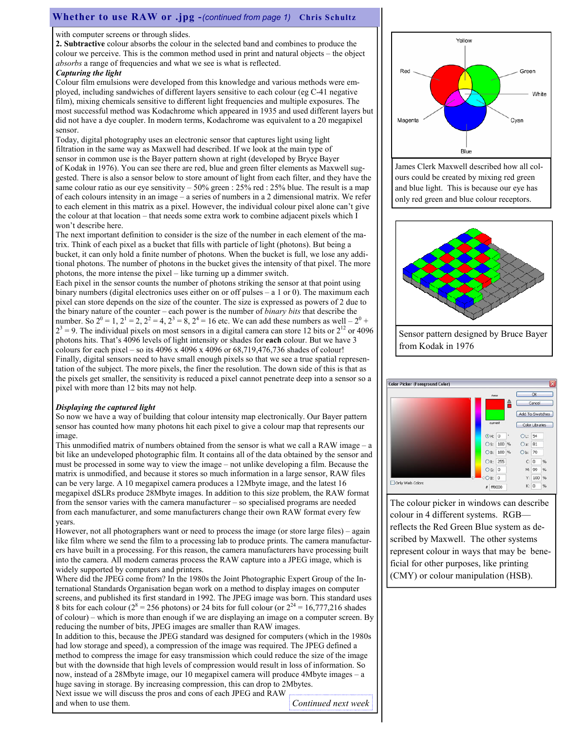## Whether to use RAW or .jpg - *(continued from page 1)* Chris Schultz

with computer screens or through slides.

**2. Subtractive** colour absorbs the colour in the selected band and combines to produce the colour we perceive. This is the common method used in print and natural objects – the object *absorbs* a range of frequencies and what we see is what is reflected.

***Capturing the light***

Colour film emulsions were developed from this knowledge and various methods were employed, including sandwiches of different layers sensitive to each colour (eg C-41 negative film), mixing chemicals sensitive to different light frequencies and multiple exposures. The most successful method was Kodachrome which appeared in 1935 and used different layers but did not have a dye coupler. In modern terms, Kodachrome was equivalent to a 20 megapixel sensor.

Today, digital photography uses an electronic sensor that captures light using light filtration in the same way as Maxwell had described. If we look at the main type of sensor in common use is the Bayer pattern shown at right (developed by Bryce Bayer of Kodak in 1976). You can see there are red, blue and green filter elements as Maxwell suggested. There is also a sensor below to store amount of light from each filter, and they have the same colour ratio as our eye sensitivity – 50% green : 25% red : 25% blue. The result is a map of each colours intensity in an image – a series of numbers in a 2 dimensional matrix. We refer to each element in this matrix as a pixel. However, the individual colour pixel alone can't give the colour at that location – that needs some extra work to combine adjacent pixels which I won't describe here.

The next important definition to consider is the size of the number in each element of the matrix. Think of each pixel as a bucket that fills with particle of light (photons). But being a bucket, it can only hold a finite number of photons. When the bucket is full, we lose any additional photons. The number of photons in the bucket gives the intensity of that pixel. The more photons, the more intense the pixel – like turning up a dimmer switch.

Each pixel in the sensor counts the number of photons striking the sensor at that point using binary numbers (digital electronics uses either on or off pulses – a 1 or 0). The maximum each pixel can store depends on the size of the counter. The size is expressed as powers of 2 due to the binary nature of the counter – each power is the number of *binary bits* that describe the number. So $2^0 = 1$, $2^1 = 2$, $2^2 = 4$, $2^3 = 8$, $2^4 = 16$ etc. We can add these numbers as well – $2^0 + 2^3 = 9$. The individual pixels on most sensors in a digital camera can store 12 bits or $2^{12}$ or 4096 photons hits. That's 4096 levels of light intensity or shades for **each** colour. But we have 3 colours for each pixel – so its 4096 x 4096 x 4096 or 68,719,476,736 shades of colour!

Finally, digital sensors need to have small enough pixels so that we see a true spatial representation of the subject. The more pixels, the finer the resolution. The down side of this is that as the pixels get smaller, the sensitivity is reduced a pixel cannot penetrate deep into a sensor so a pixel with more than 12 bits may not help.

***Displaying the captured light***

So now we have a way of building that colour intensity map electronically. Our Bayer pattern sensor has counted how many photons hit each pixel to give a colour map that represents our image.

This unmodified matrix of numbers obtained from the sensor is what we call a RAW image – a bit like an undeveloped photographic film. It contains all of the data obtained by the sensor and must be processed in some way to view the image – not unlike developing a film. Because the matrix is unmodified, and because it stores so much information in a large sensor, RAW files can be very large. A 10 megapixel camera produces a 12Mbyte image, and the latest 16 megapixel dSLRs produce 28Mbyte images. In addition to this size problem, the RAW format from the sensor varies with the camera manufacturer – so specialised programs are needed from each manufacturer, and some manufacturers change their own RAW format every few years.

However, not all photographers want or need to process the image (or store large files) – again like film where we send the film to a processing lab to produce prints. The camera manufacturers have built in a processing. For this reason, the camera manufacturers have processing built into the camera. All modern cameras process the RAW capture into a JPEG image, which is widely supported by computers and printers.

Where did the JPEG come from? In the 1980s the Joint Photographic Expert Group of the International Standards Organisation began work on a method to display images on computer screens, and published its first standard in 1992. The JPEG image was born. This standard uses 8 bits for each colour ($2^8 = 256$ photons) or 24 bits for full colour (or $2^{24} = 16,777,216$ shades of colour) – which is more than enough if we are displaying an image on a computer screen. By reducing the number of bits, JPEG images are smaller than RAW images.

In addition to this, because the JPEG standard was designed for computers (which in the 1980s had low storage and speed), a compression of the image was required. The JPEG defined a method to compress the image for easy transmission which could reduce the size of the image but with the downside that high levels of compression would result in loss of information. So now, instead of a 28Mbyte image, our 10 megapixel camera will produce 4Mbyte images – a huge saving in storage. By increasing compression, this can drop to 2Mbytes.

Next issue we will discuss the pros and cons of each JPEG and RAW and when to use them.

*Continued next week*

James Clerk Maxwell described how all colours could be created by mixing red green and blue light. This is because our eye has only red green and blue colour receptors.

Sensor pattern designed by Bruce Bayer from Kodak in 1976

The colour picker in windows can describe colour in 4 different systems. RGB—reflects the Red Green Blue system as described by Maxwell. The other systems represent colour in ways that may be beneficial for other purposes, like printing (CMY) or colour manipulation (HSB).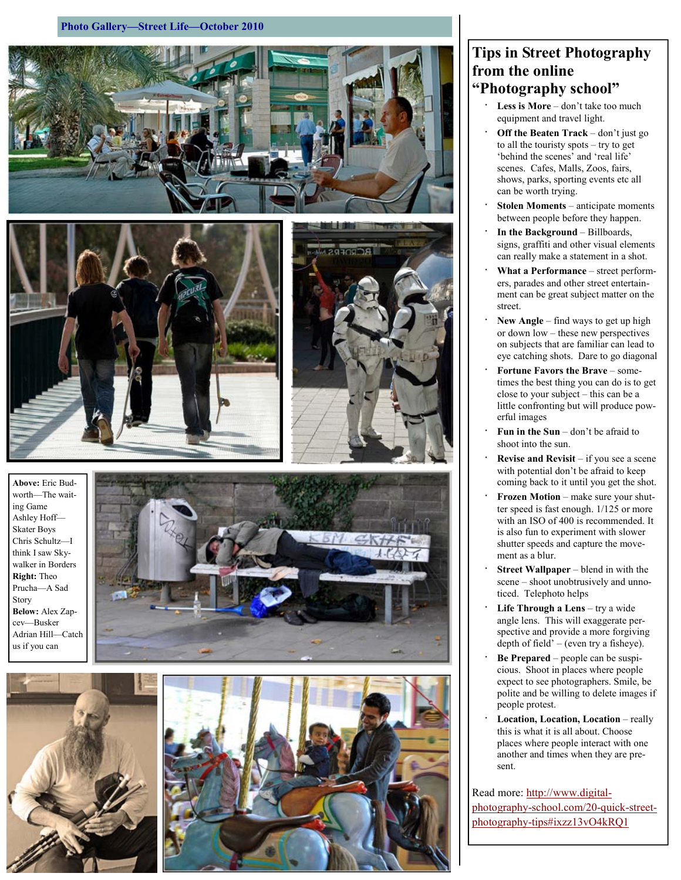Photo Gallery—Street Life—October 2010

**Above:** Eric Budworth—The waiting Game
Ashley Hoff—Skater Boys
Chris Schultz—I think I saw Skywalker in Borders
**Right:** Theo Prucha—A Sad Story
**Below:** Alex Zapcev—Busker
Adrian Hill—Catch us if you can

# Tips in Street Photography from the online "Photography school"

- **Less is More** – don't take too much equipment and travel light.
- **Off the Beaten Track** – don't just go to all the touristy spots – try to get 'behind the scenes' and 'real life' scenes. Cafes, Malls, Zoos, fairs, shows, parks, sporting events etc all can be worth trying.
- **Stolen Moments** – anticipate moments between people before they happen.
- **In the Background** – Billboards, signs, graffiti and other visual elements can really make a statement in a shot.
- **What a Performance** – street performers, parades and other street entertainment can be great subject matter on the street.
- **New Angle** – find ways to get up high or down low – these new perspectives on subjects that are familiar can lead to eye catching shots. Dare to go diagonal
- **Fortune Favors the Brave** – sometimes the best thing you can do is to get close to your subject – this can be a little confronting but will produce powerful images
- **Fun in the Sun** – don't be afraid to shoot into the sun.
- **Revise and Revisit** – if you see a scene with potential don't be afraid to keep coming back to it until you get the shot.
- **Frozen Motion** – make sure your shutter speed is fast enough. 1/125 or more with an ISO of 400 is recommended. It is also fun to experiment with slower shutter speeds and capture the movement as a blur.
- **Street Wallpaper** – blend in with the scene – shoot unobtrusively and unnoticed. Telephoto helps
- **Life Through a Lens** – try a wide angle lens. This will exaggerate perspective and provide a more forgiving depth of field' – (even try a fisheye).
- **Be Prepared** – people can be suspicious. Shoot in places where people expect to see photographers. Smile, be polite and be willing to delete images if people protest.
- **Location, Location, Location** – really this is what it is all about. Choose places where people interact with one another and times when they are present.

Read more: http://www.digital-photography-school.com/20-quick-street-photography-tips#ixzz13vO4kRQ1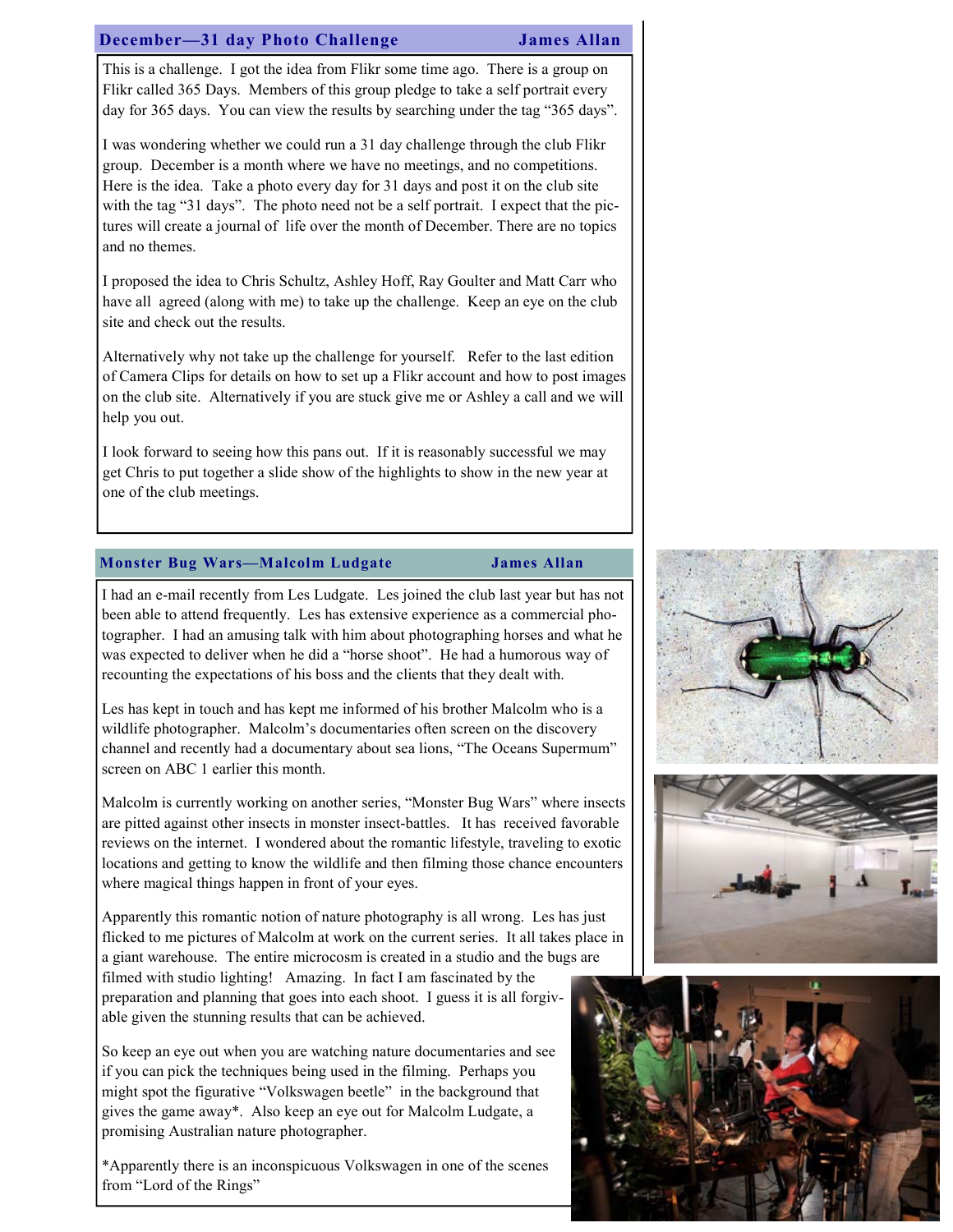## December—31 day Photo Challenge — James Allan

This is a challenge. I got the idea from Flikr some time ago. There is a group on Flikr called 365 Days. Members of this group pledge to take a self portrait every day for 365 days. You can view the results by searching under the tag "365 days".

I was wondering whether we could run a 31 day challenge through the club Flikr group. December is a month where we have no meetings, and no competitions. Here is the idea. Take a photo every day for 31 days and post it on the club site with the tag "31 days". The photo need not be a self portrait. I expect that the pictures will create a journal of life over the month of December. There are no topics and no themes.

I proposed the idea to Chris Schultz, Ashley Hoff, Ray Goulter and Matt Carr who have all agreed (along with me) to take up the challenge. Keep an eye on the club site and check out the results.

Alternatively why not take up the challenge for yourself. Refer to the last edition of Camera Clips for details on how to set up a Flikr account and how to post images on the club site. Alternatively if you are stuck give me or Ashley a call and we will help you out.

I look forward to seeing how this pans out. If it is reasonably successful we may get Chris to put together a slide show of the highlights to show in the new year at one of the club meetings.

## Monster Bug Wars—Malcolm Ludgate — James Allan

I had an e-mail recently from Les Ludgate. Les joined the club last year but has not been able to attend frequently. Les has extensive experience as a commercial photographer. I had an amusing talk with him about photographing horses and what he was expected to deliver when he did a "horse shoot". He had a humorous way of recounting the expectations of his boss and the clients that they dealt with.

Les has kept in touch and has kept me informed of his brother Malcolm who is a wildlife photographer. Malcolm's documentaries often screen on the discovery channel and recently had a documentary about sea lions, "The Oceans Supermum" screen on ABC 1 earlier this month.

Malcolm is currently working on another series, "Monster Bug Wars" where insects are pitted against other insects in monster insect-battles. It has received favorable reviews on the internet. I wondered about the romantic lifestyle, traveling to exotic locations and getting to know the wildlife and then filming those chance encounters where magical things happen in front of your eyes.

Apparently this romantic notion of nature photography is all wrong. Les has just flicked to me pictures of Malcolm at work on the current series. It all takes place in a giant warehouse. The entire microcosm is created in a studio and the bugs are filmed with studio lighting! Amazing. In fact I am fascinated by the preparation and planning that goes into each shoot. I guess it is all forgivable given the stunning results that can be achieved.

So keep an eye out when you are watching nature documentaries and see if you can pick the techniques being used in the filming. Perhaps you might spot the figurative "Volkswagen beetle" in the background that gives the game away*. Also keep an eye out for Malcolm Ludgate, a promising Australian nature photographer.

*Apparently there is an inconspicuous Volkswagen in one of the scenes from "Lord of the Rings"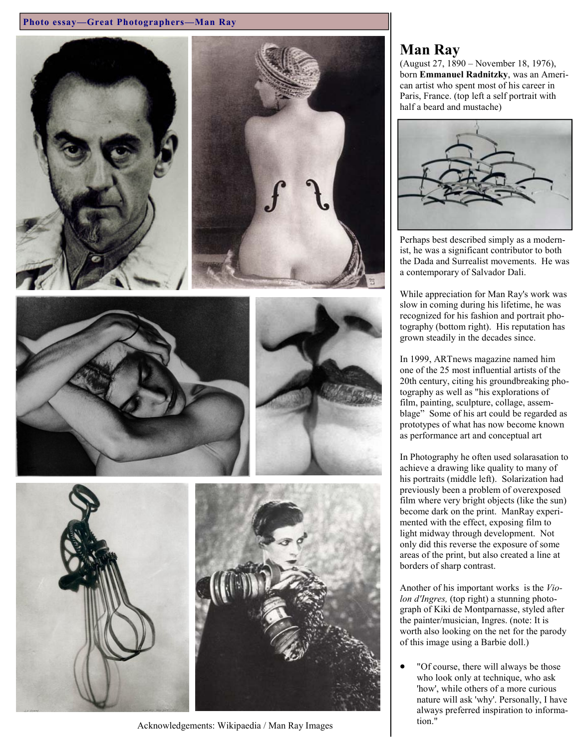**Photo essay—Great Photographers—Man Ray**

# Man Ray

(August 27, 1890 – November 18, 1976), born **Emmanuel Radnitzky**, was an American artist who spent most of his career in Paris, France. (top left a self portrait with half a beard and mustache)

Perhaps best described simply as a modernist, he was a significant contributor to both the Dada and Surrealist movements. He was a contemporary of Salvador Dali.

While appreciation for Man Ray's work was slow in coming during his lifetime, he was recognized for his fashion and portrait photography (bottom right). His reputation has grown steadily in the decades since.

In 1999, ARTnews magazine named him one of the 25 most influential artists of the 20th century, citing his groundbreaking photography as well as "his explorations of film, painting, sculpture, collage, assemblage" Some of his art could be regarded as prototypes of what has now become known as performance art and conceptual art

In Photography he often used solarasation to achieve a drawing like quality to many of his portraits (middle left). Solarization had previously been a problem of overexposed film where very bright objects (like the sun) become dark on the print. ManRay experimented with the effect, exposing film to light midway through development. Not only did this reverse the exposure of some areas of the print, but also created a line at borders of sharp contrast.

Another of his important works is the *Violon d'Ingres,* (top right) a stunning photograph of Kiki de Montparnasse, styled after the painter/musician, Ingres. (note: It is worth also looking on the net for the parody of this image using a Barbie doll.)

- "Of course, there will always be those who look only at technique, who ask 'how', while others of a more curious nature will ask 'why'. Personally, I have always preferred inspiration to information."

Acknowledgements: Wikipaedia / Man Ray Images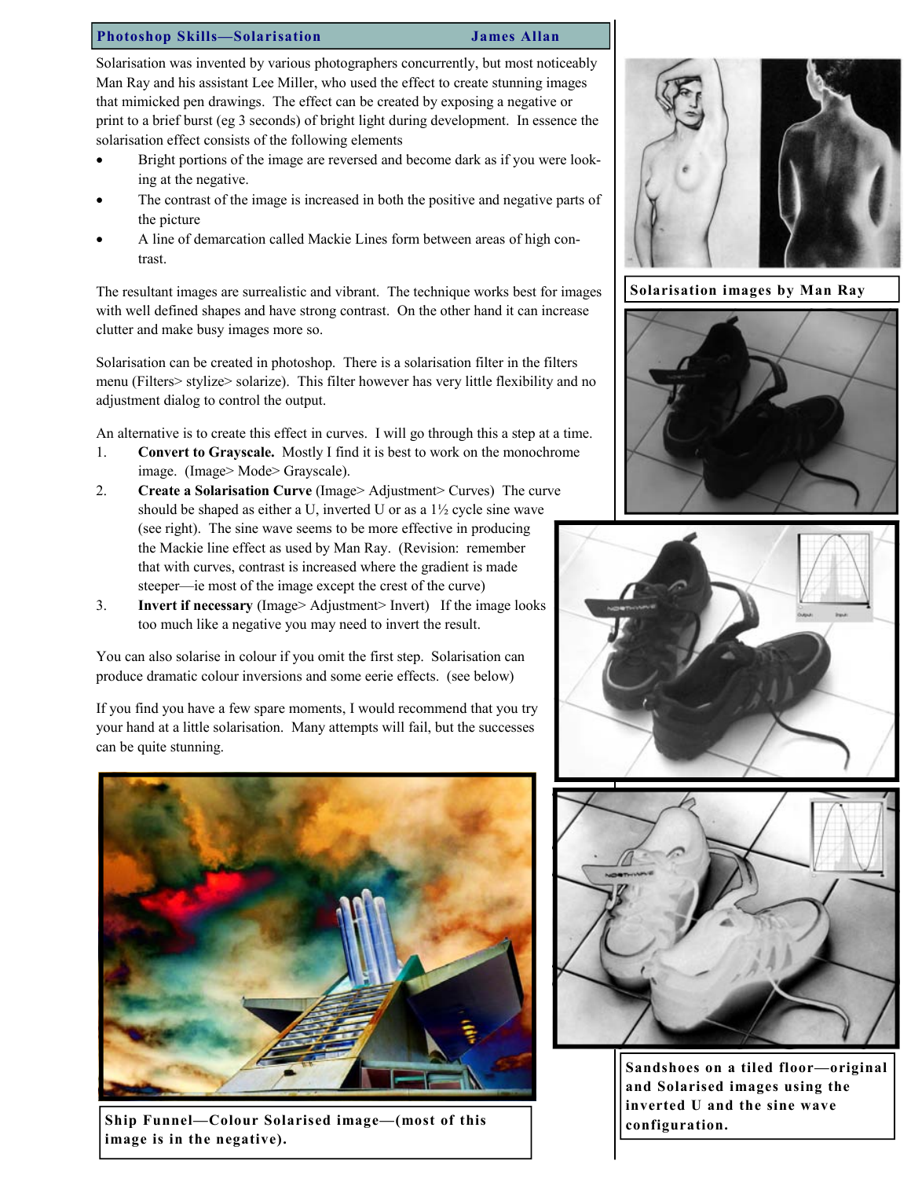**Photoshop Skills—Solarisation** **James Allan**

Solarisation was invented by various photographers concurrently, but most noticeably Man Ray and his assistant Lee Miller, who used the effect to create stunning images that mimicked pen drawings. The effect can be created by exposing a negative or print to a brief burst (eg 3 seconds) of bright light during development. In essence the solarisation effect consists of the following elements

- Bright portions of the image are reversed and become dark as if you were looking at the negative.
- The contrast of the image is increased in both the positive and negative parts of the picture
- A line of demarcation called Mackie Lines form between areas of high contrast.

The resultant images are surrealistic and vibrant. The technique works best for images with well defined shapes and have strong contrast. On the other hand it can increase clutter and make busy images more so.

Solarisation can be created in photoshop. There is a solarisation filter in the filters menu (Filters> stylize> solarize). This filter however has very little flexibility and no adjustment dialog to control the output.

An alternative is to create this effect in curves. I will go through this a step at a time.

1. **Convert to Grayscale.** Mostly I find it is best to work on the monochrome image. (Image> Mode> Grayscale).
2. **Create a Solarisation Curve** (Image> Adjustment> Curves) The curve should be shaped as either a U, inverted U or as a 1½ cycle sine wave (see right). The sine wave seems to be more effective in producing the Mackie line effect as used by Man Ray. (Revision: remember that with curves, contrast is increased where the gradient is made steeper—ie most of the image except the crest of the curve)
3. **Invert if necessary** (Image> Adjustment> Invert) If the image looks too much like a negative you may need to invert the result.

You can also solarise in colour if you omit the first step. Solarisation can produce dramatic colour inversions and some eerie effects. (see below)

If you find you have a few spare moments, I would recommend that you try your hand at a little solarisation. Many attempts will fail, but the successes can be quite stunning.

**Ship Funnel—Colour Solarised image—(most of this image is in the negative).**

**Solarisation images by Man Ray**

**Sandshoes on a tiled floor—original and Solarised images using the inverted U and the sine wave configuration.**